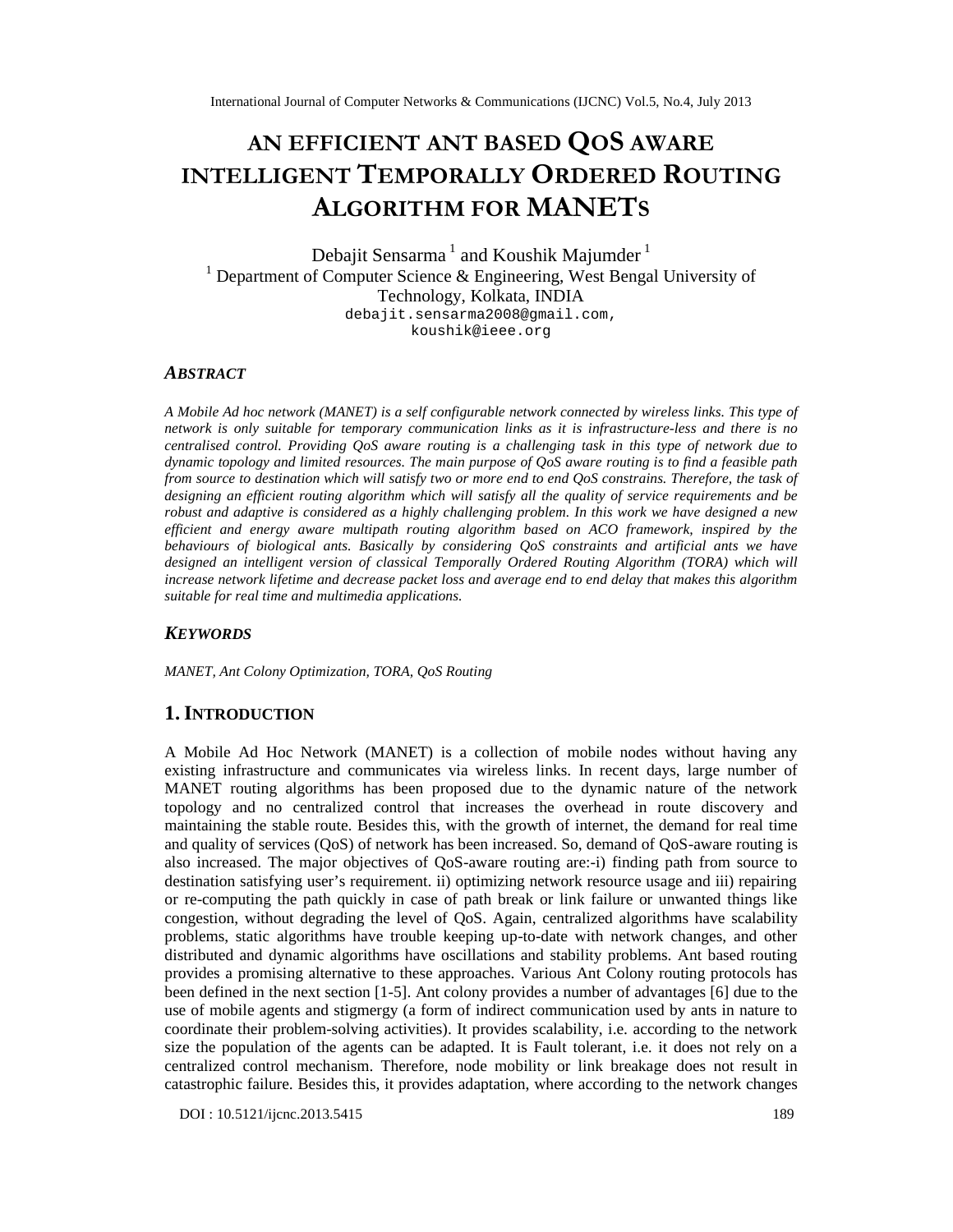# AN EFFICIENT ANT BASED QOS AWARE INTELLIGENT TEMPORALLY ORDERED ROUTING ALGORITHM FOR MANETS

Debajit Sensarma [1] and Koushik Majumder [1]

[1] Department of Computer Science & Engineering, West Bengal University of Technology, Kolkata, INDIA

debajit.sensarma2008@gmail.com,
koushik@ieee.org

### *ABSTRACT*

*A Mobile Ad hoc network (MANET) is a self configurable network connected by wireless links. This type of network is only suitable for temporary communication links as it is infrastructure-less and there is no centralised control. Providing QoS aware routing is a challenging task in this type of network due to dynamic topology and limited resources. The main purpose of QoS aware routing is to find a feasible path from source to destination which will satisfy two or more end to end QoS constrains. Therefore, the task of designing an efficient routing algorithm which will satisfy all the quality of service requirements and be robust and adaptive is considered as a highly challenging problem. In this work we have designed a new efficient and energy aware multipath routing algorithm based on ACO framework, inspired by the behaviours of biological ants. Basically by considering QoS constraints and artificial ants we have designed an intelligent version of classical Temporally Ordered Routing Algorithm (TORA) which will increase network lifetime and decrease packet loss and average end to end delay that makes this algorithm suitable for real time and multimedia applications.*

### *KEYWORDS*

*MANET, Ant Colony Optimization, TORA, QoS Routing*

## 1. INTRODUCTION

A Mobile Ad Hoc Network (MANET) is a collection of mobile nodes without having any existing infrastructure and communicates via wireless links. In recent days, large number of MANET routing algorithms has been proposed due to the dynamic nature of the network topology and no centralized control that increases the overhead in route discovery and maintaining the stable route. Besides this, with the growth of internet, the demand for real time and quality of services (QoS) of network has been increased. So, demand of QoS-aware routing is also increased. The major objectives of QoS-aware routing are:-i) finding path from source to destination satisfying user's requirement. ii) optimizing network resource usage and iii) repairing or re-computing the path quickly in case of path break or link failure or unwanted things like congestion, without degrading the level of QoS. Again, centralized algorithms have scalability problems, static algorithms have trouble keeping up-to-date with network changes, and other distributed and dynamic algorithms have oscillations and stability problems. Ant based routing provides a promising alternative to these approaches. Various Ant Colony routing protocols has been defined in the next section [1-5]. Ant colony provides a number of advantages [6] due to the use of mobile agents and stigmergy (a form of indirect communication used by ants in nature to coordinate their problem-solving activities). It provides scalability, i.e. according to the network size the population of the agents can be adapted. It is Fault tolerant, i.e. it does not rely on a centralized control mechanism. Therefore, node mobility or link breakage does not result in catastrophic failure. Besides this, it provides adaptation, where according to the network changes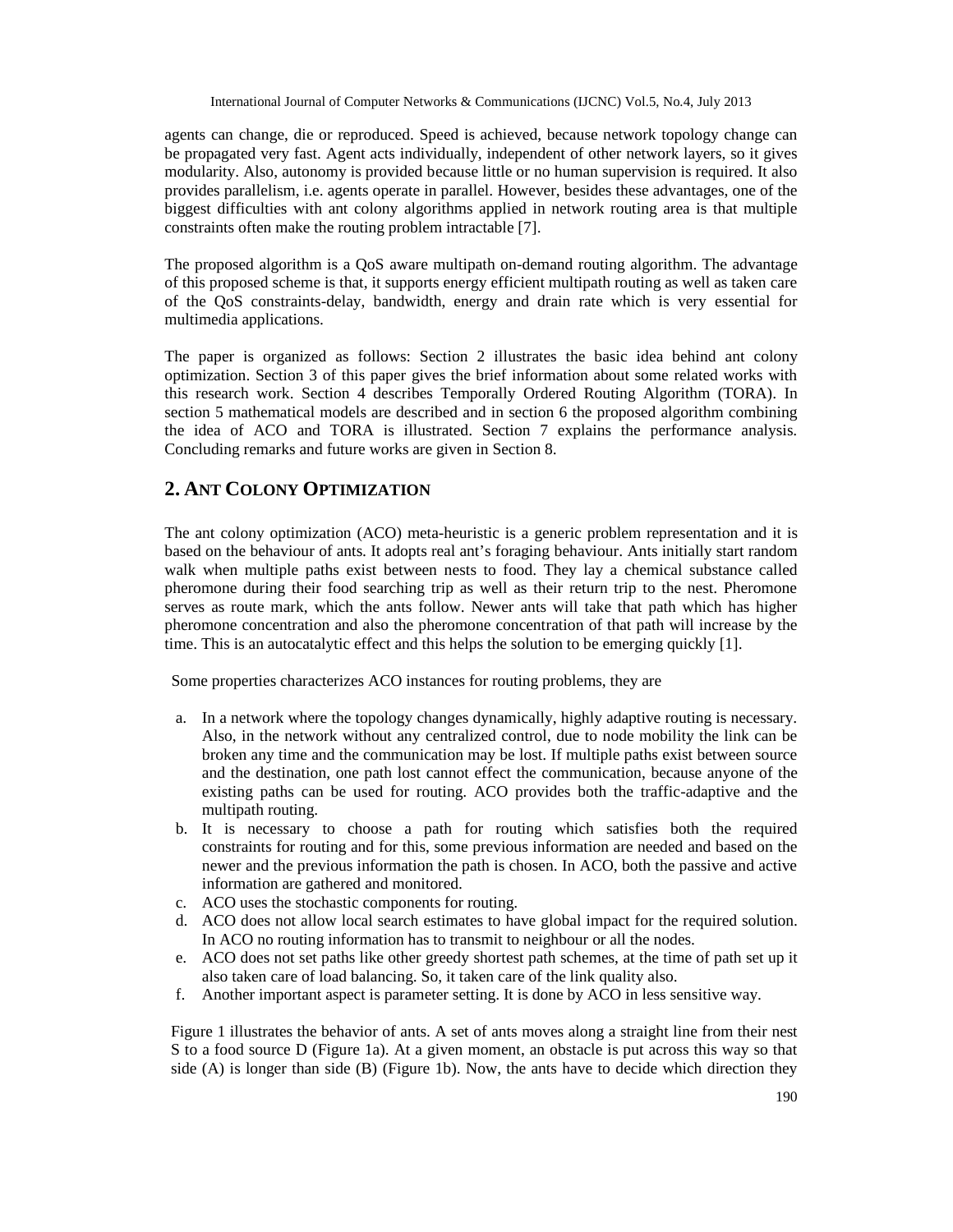agents can change, die or reproduced. Speed is achieved, because network topology change can be propagated very fast. Agent acts individually, independent of other network layers, so it gives modularity. Also, autonomy is provided because little or no human supervision is required. It also provides parallelism, i.e. agents operate in parallel. However, besides these advantages, one of the biggest difficulties with ant colony algorithms applied in network routing area is that multiple constraints often make the routing problem intractable [7].

The proposed algorithm is a QoS aware multipath on-demand routing algorithm. The advantage of this proposed scheme is that, it supports energy efficient multipath routing as well as taken care of the QoS constraints-delay, bandwidth, energy and drain rate which is very essential for multimedia applications.

The paper is organized as follows: Section 2 illustrates the basic idea behind ant colony optimization. Section 3 of this paper gives the brief information about some related works with this research work. Section 4 describes Temporally Ordered Routing Algorithm (TORA). In section 5 mathematical models are described and in section 6 the proposed algorithm combining the idea of ACO and TORA is illustrated. Section 7 explains the performance analysis. Concluding remarks and future works are given in Section 8.

## 2. ANT COLONY OPTIMIZATION

The ant colony optimization (ACO) meta-heuristic is a generic problem representation and it is based on the behaviour of ants. It adopts real ant's foraging behaviour. Ants initially start random walk when multiple paths exist between nests to food. They lay a chemical substance called pheromone during their food searching trip as well as their return trip to the nest. Pheromone serves as route mark, which the ants follow. Newer ants will take that path which has higher pheromone concentration and also the pheromone concentration of that path will increase by the time. This is an autocatalytic effect and this helps the solution to be emerging quickly [1].

Some properties characterizes ACO instances for routing problems, they are

a. In a network where the topology changes dynamically, highly adaptive routing is necessary. Also, in the network without any centralized control, due to node mobility the link can be broken any time and the communication may be lost. If multiple paths exist between source and the destination, one path lost cannot effect the communication, because anyone of the existing paths can be used for routing. ACO provides both the traffic-adaptive and the multipath routing.
b. It is necessary to choose a path for routing which satisfies both the required constraints for routing and for this, some previous information are needed and based on the newer and the previous information the path is chosen. In ACO, both the passive and active information are gathered and monitored.
c. ACO uses the stochastic components for routing.
d. ACO does not allow local search estimates to have global impact for the required solution. In ACO no routing information has to transmit to neighbour or all the nodes.
e. ACO does not set paths like other greedy shortest path schemes, at the time of path set up it also taken care of load balancing. So, it taken care of the link quality also.
f. Another important aspect is parameter setting. It is done by ACO in less sensitive way.

Figure 1 illustrates the behavior of ants. A set of ants moves along a straight line from their nest S to a food source D (Figure 1a). At a given moment, an obstacle is put across this way so that side (A) is longer than side (B) (Figure 1b). Now, the ants have to decide which direction they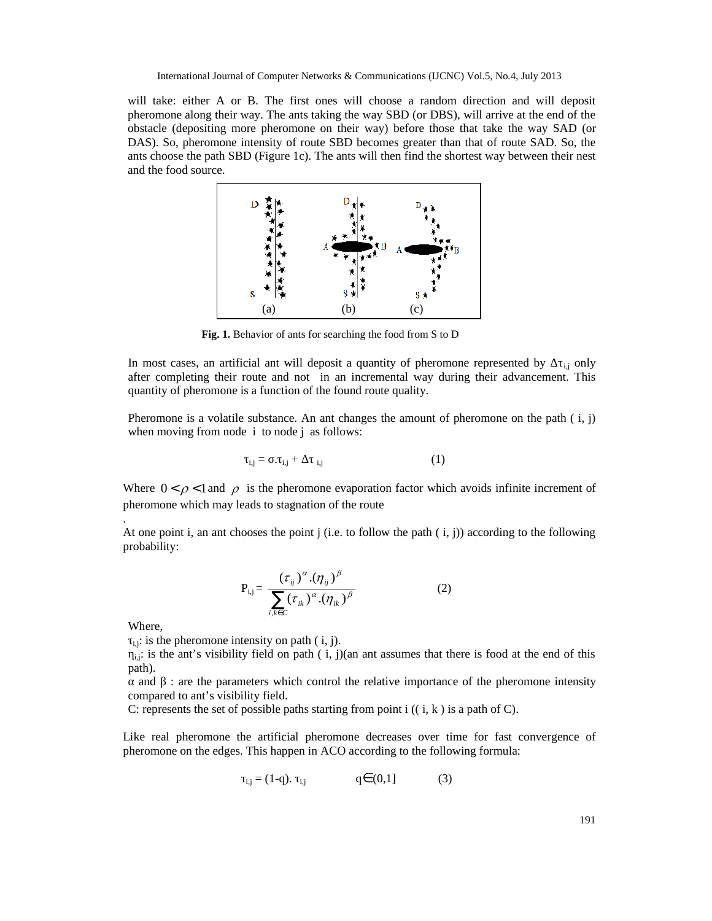will take: either A or B. The first ones will choose a random direction and will deposit pheromone along their way. The ants taking the way SBD (or DBS), will arrive at the end of the obstacle (depositing more pheromone on their way) before those that take the way SAD (or DAS). So, pheromone intensity of route SBD becomes greater than that of route SAD. So, the ants choose the path SBD (Figure 1c). The ants will then find the shortest way between their nest and the food source.

**Fig. 1.** Behavior of ants for searching the food from S to D

In most cases, an artificial ant will deposit a quantity of pheromone represented by $\Delta\tau_{i,j}$ only after completing their route and not in an incremental way during their advancement. This quantity of pheromone is a function of the found route quality.

Pheromone is a volatile substance. An ant changes the amount of pheromone on the path ( i, j) when moving from node i to node j as follows:

$$\tau_{i,j} = \sigma.\tau_{i,j} + \Delta\tau_{i,j} \qquad (1)$$

Where $0 < \rho < 1$ and $\rho$ is the pheromone evaporation factor which avoids infinite increment of pheromone which may leads to stagnation of the route

.

At one point i, an ant chooses the point j (i.e. to follow the path ( i, j)) according to the following probability:

$$P_{i,j} = \frac{(\tau_{ij})^{\alpha}.(\eta_{ij})^{\beta}}{\sum_{i,k \in C}(\tau_{ik})^{\alpha}.(\eta_{ik})^{\beta}} \qquad (2)$$

Where,

$\tau_{i,j}$: is the pheromone intensity on path ( i, j).

$\eta_{i,j}$: is the ant's visibility field on path ( i, j)(an ant assumes that there is food at the end of this path).

$\alpha$ and $\beta$ : are the parameters which control the relative importance of the pheromone intensity compared to ant's visibility field.

C: represents the set of possible paths starting from point i (( i, k ) is a path of C).

Like real pheromone the artificial pheromone decreases over time for fast convergence of pheromone on the edges. This happen in ACO according to the following formula:

$$\tau_{i,j} = (1\text{-}q).\ \tau_{i,j} \qquad q \in (0,1] \qquad (3)$$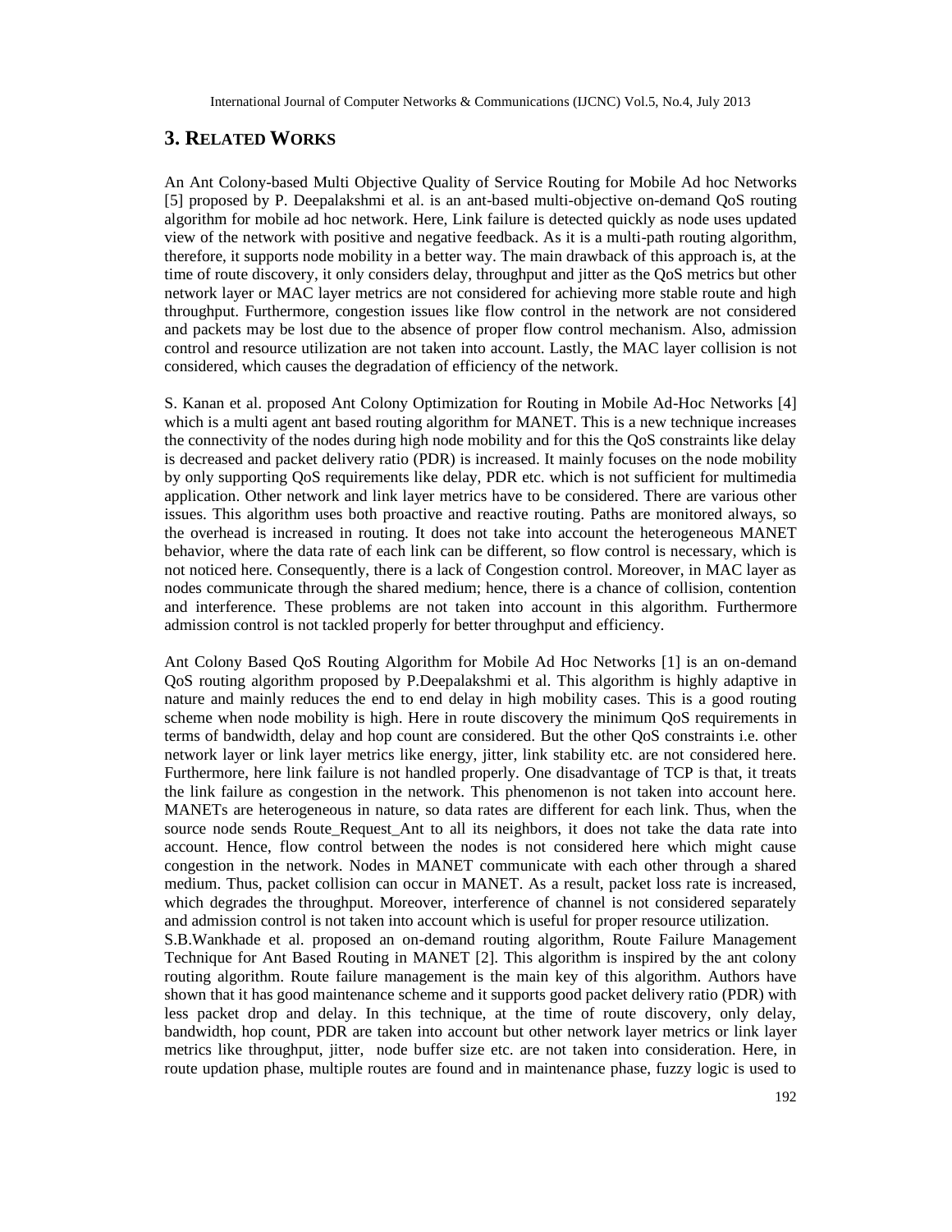## 3. RELATED WORKS

An Ant Colony-based Multi Objective Quality of Service Routing for Mobile Ad hoc Networks [5] proposed by P. Deepalakshmi et al. is an ant-based multi-objective on-demand QoS routing algorithm for mobile ad hoc network. Here, Link failure is detected quickly as node uses updated view of the network with positive and negative feedback. As it is a multi-path routing algorithm, therefore, it supports node mobility in a better way. The main drawback of this approach is, at the time of route discovery, it only considers delay, throughput and jitter as the QoS metrics but other network layer or MAC layer metrics are not considered for achieving more stable route and high throughput. Furthermore, congestion issues like flow control in the network are not considered and packets may be lost due to the absence of proper flow control mechanism. Also, admission control and resource utilization are not taken into account. Lastly, the MAC layer collision is not considered, which causes the degradation of efficiency of the network.

S. Kanan et al. proposed Ant Colony Optimization for Routing in Mobile Ad-Hoc Networks [4] which is a multi agent ant based routing algorithm for MANET. This is a new technique increases the connectivity of the nodes during high node mobility and for this the QoS constraints like delay is decreased and packet delivery ratio (PDR) is increased. It mainly focuses on the node mobility by only supporting QoS requirements like delay, PDR etc. which is not sufficient for multimedia application. Other network and link layer metrics have to be considered. There are various other issues. This algorithm uses both proactive and reactive routing. Paths are monitored always, so the overhead is increased in routing. It does not take into account the heterogeneous MANET behavior, where the data rate of each link can be different, so flow control is necessary, which is not noticed here. Consequently, there is a lack of Congestion control. Moreover, in MAC layer as nodes communicate through the shared medium; hence, there is a chance of collision, contention and interference. These problems are not taken into account in this algorithm. Furthermore admission control is not tackled properly for better throughput and efficiency.

Ant Colony Based QoS Routing Algorithm for Mobile Ad Hoc Networks [1] is an on-demand QoS routing algorithm proposed by P.Deepalakshmi et al. This algorithm is highly adaptive in nature and mainly reduces the end to end delay in high mobility cases. This is a good routing scheme when node mobility is high. Here in route discovery the minimum QoS requirements in terms of bandwidth, delay and hop count are considered. But the other QoS constraints i.e. other network layer or link layer metrics like energy, jitter, link stability etc. are not considered here. Furthermore, here link failure is not handled properly. One disadvantage of TCP is that, it treats the link failure as congestion in the network. This phenomenon is not taken into account here. MANETs are heterogeneous in nature, so data rates are different for each link. Thus, when the source node sends Route_Request_Ant to all its neighbors, it does not take the data rate into account. Hence, flow control between the nodes is not considered here which might cause congestion in the network. Nodes in MANET communicate with each other through a shared medium. Thus, packet collision can occur in MANET. As a result, packet loss rate is increased, which degrades the throughput. Moreover, interference of channel is not considered separately and admission control is not taken into account which is useful for proper resource utilization.

S.B.Wankhade et al. proposed an on-demand routing algorithm, Route Failure Management Technique for Ant Based Routing in MANET [2]. This algorithm is inspired by the ant colony routing algorithm. Route failure management is the main key of this algorithm. Authors have shown that it has good maintenance scheme and it supports good packet delivery ratio (PDR) with less packet drop and delay. In this technique, at the time of route discovery, only delay, bandwidth, hop count, PDR are taken into account but other network layer metrics or link layer metrics like throughput, jitter, node buffer size etc. are not taken into consideration. Here, in route updation phase, multiple routes are found and in maintenance phase, fuzzy logic is used to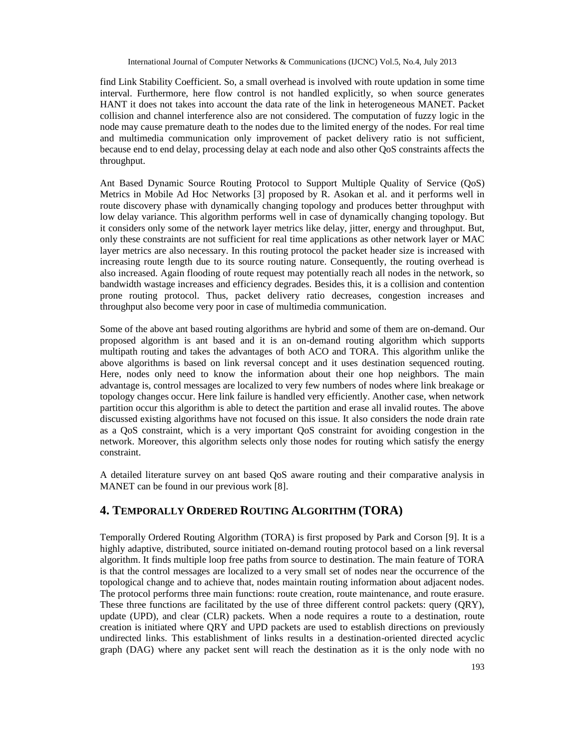find Link Stability Coefficient. So, a small overhead is involved with route updation in some time interval. Furthermore, here flow control is not handled explicitly, so when source generates HANT it does not takes into account the data rate of the link in heterogeneous MANET. Packet collision and channel interference also are not considered. The computation of fuzzy logic in the node may cause premature death to the nodes due to the limited energy of the nodes. For real time and multimedia communication only improvement of packet delivery ratio is not sufficient, because end to end delay, processing delay at each node and also other QoS constraints affects the throughput.

Ant Based Dynamic Source Routing Protocol to Support Multiple Quality of Service (QoS) Metrics in Mobile Ad Hoc Networks [3] proposed by R. Asokan et al. and it performs well in route discovery phase with dynamically changing topology and produces better throughput with low delay variance. This algorithm performs well in case of dynamically changing topology. But it considers only some of the network layer metrics like delay, jitter, energy and throughput. But, only these constraints are not sufficient for real time applications as other network layer or MAC layer metrics are also necessary. In this routing protocol the packet header size is increased with increasing route length due to its source routing nature. Consequently, the routing overhead is also increased. Again flooding of route request may potentially reach all nodes in the network, so bandwidth wastage increases and efficiency degrades. Besides this, it is a collision and contention prone routing protocol. Thus, packet delivery ratio decreases, congestion increases and throughput also become very poor in case of multimedia communication.

Some of the above ant based routing algorithms are hybrid and some of them are on-demand. Our proposed algorithm is ant based and it is an on-demand routing algorithm which supports multipath routing and takes the advantages of both ACO and TORA. This algorithm unlike the above algorithms is based on link reversal concept and it uses destination sequenced routing. Here, nodes only need to know the information about their one hop neighbors. The main advantage is, control messages are localized to very few numbers of nodes where link breakage or topology changes occur. Here link failure is handled very efficiently. Another case, when network partition occur this algorithm is able to detect the partition and erase all invalid routes. The above discussed existing algorithms have not focused on this issue. It also considers the node drain rate as a QoS constraint, which is a very important QoS constraint for avoiding congestion in the network. Moreover, this algorithm selects only those nodes for routing which satisfy the energy constraint.

A detailed literature survey on ant based QoS aware routing and their comparative analysis in MANET can be found in our previous work [8].

## 4. Temporally Ordered Routing Algorithm (TORA)

Temporally Ordered Routing Algorithm (TORA) is first proposed by Park and Corson [9]. It is a highly adaptive, distributed, source initiated on-demand routing protocol based on a link reversal algorithm. It finds multiple loop free paths from source to destination. The main feature of TORA is that the control messages are localized to a very small set of nodes near the occurrence of the topological change and to achieve that, nodes maintain routing information about adjacent nodes. The protocol performs three main functions: route creation, route maintenance, and route erasure. These three functions are facilitated by the use of three different control packets: query (QRY), update (UPD), and clear (CLR) packets. When a node requires a route to a destination, route creation is initiated where QRY and UPD packets are used to establish directions on previously undirected links. This establishment of links results in a destination-oriented directed acyclic graph (DAG) where any packet sent will reach the destination as it is the only node with no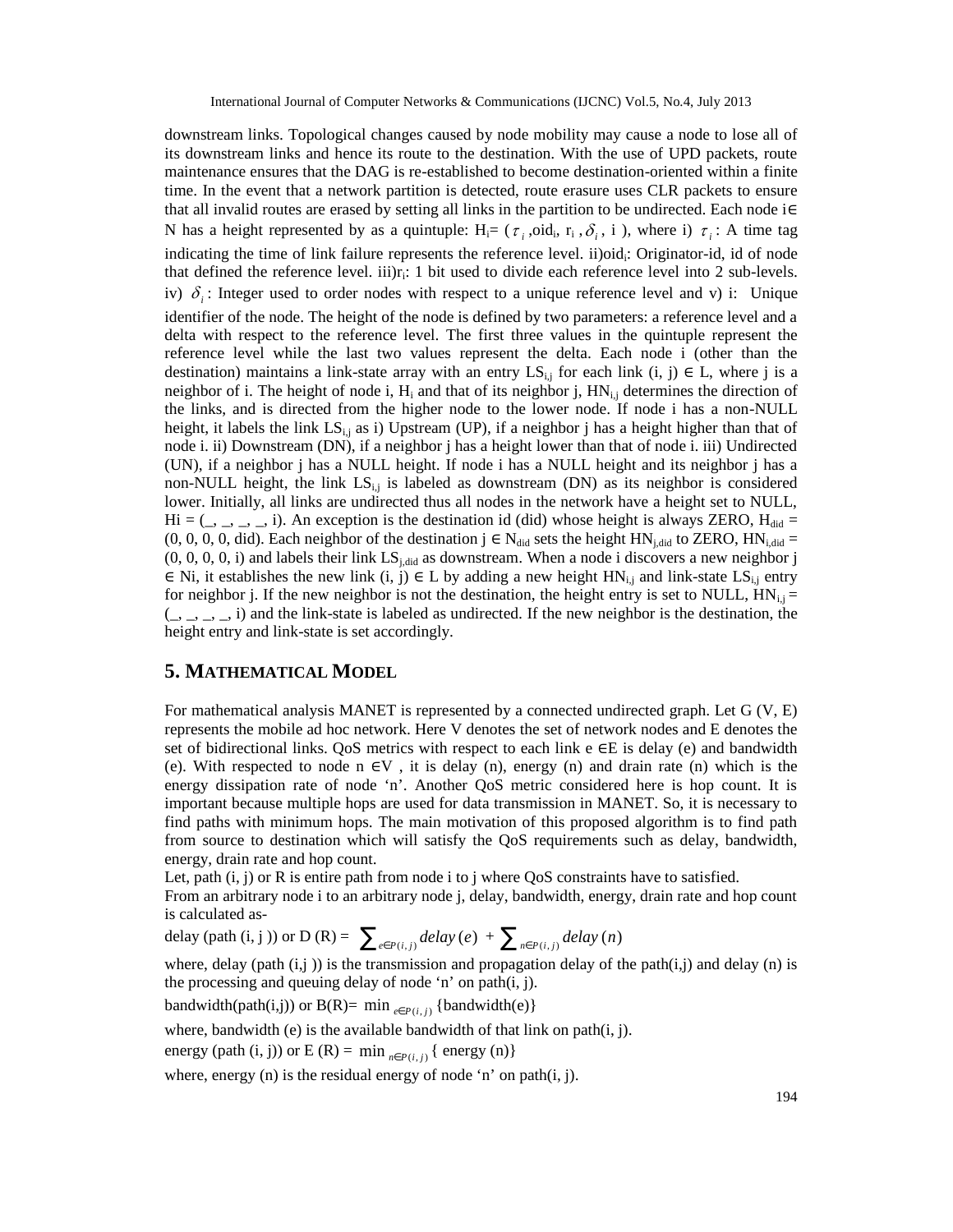downstream links. Topological changes caused by node mobility may cause a node to lose all of its downstream links and hence its route to the destination. With the use of UPD packets, route maintenance ensures that the DAG is re-established to become destination-oriented within a finite time. In the event that a network partition is detected, route erasure uses CLR packets to ensure that all invalid routes are erased by setting all links in the partition to be undirected. Each node $i \in N$ has a height represented by as a quintuple: $H_i = (\tau_i, oid_i, r_i, \delta_i, i)$, where i) $\tau_i$: A time tag indicating the time of link failure represents the reference level. ii)$oid_i$: Originator-id, id of node that defined the reference level. iii)$r_i$: 1 bit used to divide each reference level into 2 sub-levels. iv) $\delta_i$: Integer used to order nodes with respect to a unique reference level and v) i: Unique identifier of the node. The height of the node is defined by two parameters: a reference level and a delta with respect to the reference level. The first three values in the quintuple represent the reference level while the last two values represent the delta. Each node i (other than the destination) maintains a link-state array with an entry $LS_{i,j}$ for each link $(i, j) \in L$, where j is a neighbor of i. The height of node i, $H_i$ and that of its neighbor j, $HN_{i,j}$ determines the direction of the links, and is directed from the higher node to the lower node. If node i has a non-NULL height, it labels the link $LS_{i,j}$ as i) Upstream (UP), if a neighbor j has a height higher than that of node i. ii) Downstream (DN), if a neighbor j has a height lower than that of node i. iii) Undirected (UN), if a neighbor j has a NULL height. If node i has a NULL height and its neighbor j has a non-NULL height, the link $LS_{i,j}$ is labeled as downstream (DN) as its neighbor is considered lower. Initially, all links are undirected thus all nodes in the network have a height set to NULL, Hi = (_, _, _, _, i). An exception is the destination id (did) whose height is always ZERO, $H_{did}$ = (0, 0, 0, 0, did). Each neighbor of the destination $j \in N_{did}$ sets the height $HN_{j,did}$ to ZERO, $HN_{i,did}$ = (0, 0, 0, 0, i) and labels their link $LS_{j,did}$ as downstream. When a node i discovers a new neighbor $j \in Ni$, it establishes the new link $(i, j) \in L$ by adding a new height $HN_{i,j}$ and link-state $LS_{i,j}$ entry for neighbor j. If the new neighbor is not the destination, the height entry is set to NULL, $HN_{i,j}$ = (_, _, _, _, i) and the link-state is labeled as undirected. If the new neighbor is the destination, the height entry and link-state is set accordingly.

## 5. MATHEMATICAL MODEL

For mathematical analysis MANET is represented by a connected undirected graph. Let G (V, E) represents the mobile ad hoc network. Here V denotes the set of network nodes and E denotes the set of bidirectional links. QoS metrics with respect to each link $e \in E$ is delay (e) and bandwidth (e). With respected to node $n \in V$ , it is delay (n), energy (n) and drain rate (n) which is the energy dissipation rate of node 'n'. Another QoS metric considered here is hop count. It is important because multiple hops are used for data transmission in MANET. So, it is necessary to find paths with minimum hops. The main motivation of this proposed algorithm is to find path from source to destination which will satisfy the QoS requirements such as delay, bandwidth, energy, drain rate and hop count.

Let, path (i, j) or R is entire path from node i to j where QoS constraints have to satisfied.

From an arbitrary node i to an arbitrary node j, delay, bandwidth, energy, drain rate and hop count is calculated as-

delay (path (i, j )) or D (R) = $\sum_{e \in P(i,j)} delay(e) + \sum_{n \in P(i,j)} delay(n)$

where, delay (path (i,j )) is the transmission and propagation delay of the path(i,j) and delay (n) is the processing and queuing delay of node 'n' on path(i, j).

bandwidth(path(i,j)) or B(R)= $\min_{e \in P(i,j)} \{bandwidth(e)\}$

where, bandwidth (e) is the available bandwidth of that link on path(i, j).

energy (path (i, j)) or E (R) = $\min_{n \in P(i,j)} \{ energy(n) \}$

where, energy (n) is the residual energy of node 'n' on path(i, j).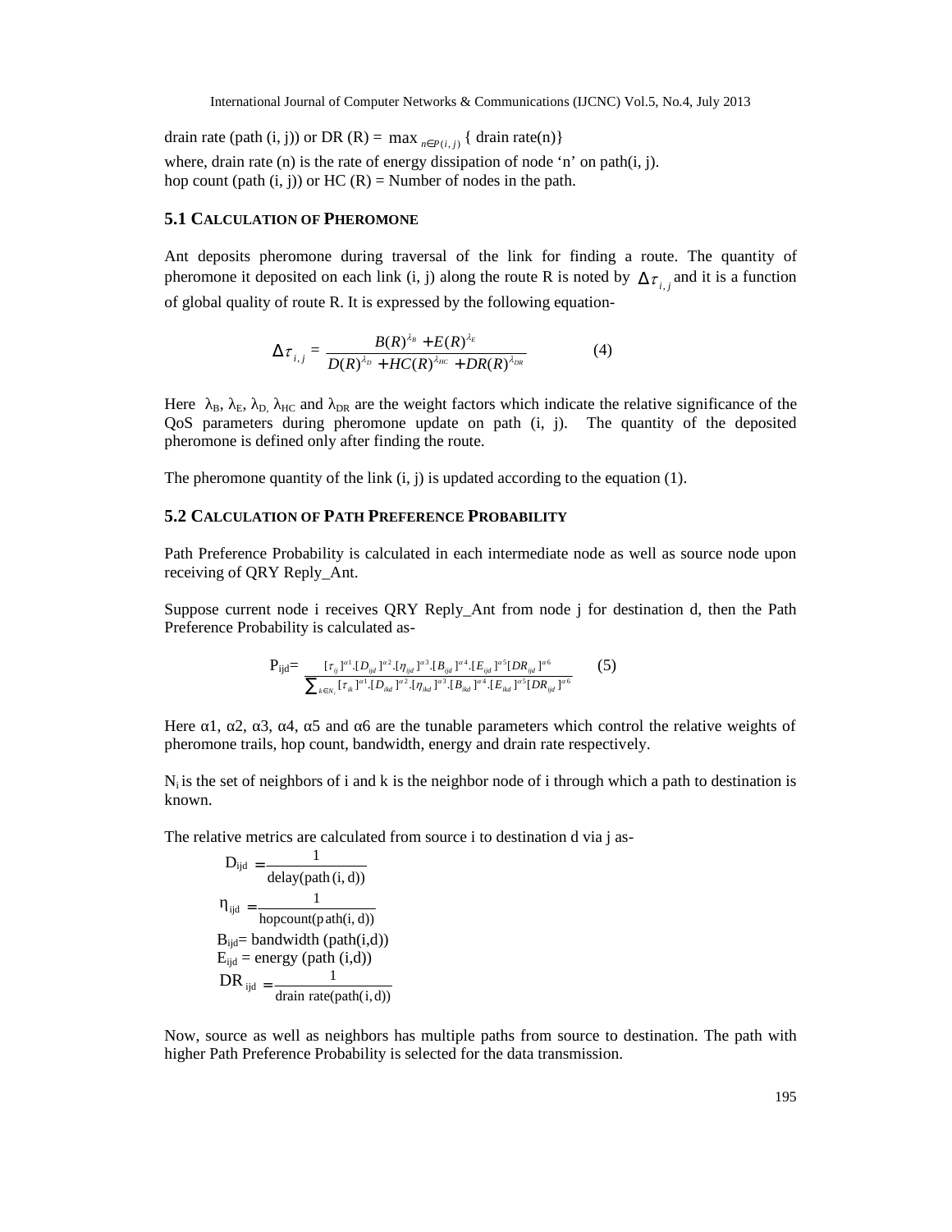drain rate (path (i, j)) or DR (R) = $\max_{n \in P(i,j)}$ { drain rate(n)}

where, drain rate (n) is the rate of energy dissipation of node 'n' on path(i, j).

hop count (path (i, j)) or HC (R) = Number of nodes in the path.

### 5.1 Calculation of Pheromone

Ant deposits pheromone during traversal of the link for finding a route. The quantity of pheromone it deposited on each link (i, j) along the route R is noted by $\Delta\tau_{i,j}$ and it is a function of global quality of route R. It is expressed by the following equation-

$$\Delta\tau_{i,j} = \frac{B(R)^{\lambda_B} + E(R)^{\lambda_E}}{D(R)^{\lambda_D} + HC(R)^{\lambda_{HC}} + DR(R)^{\lambda_{DR}}} \qquad (4)$$

Here $\lambda_B$, $\lambda_E$, $\lambda_D$, $\lambda_{HC}$ and $\lambda_{DR}$ are the weight factors which indicate the relative significance of the QoS parameters during pheromone update on path (i, j). The quantity of the deposited pheromone is defined only after finding the route.

The pheromone quantity of the link (i, j) is updated according to the equation (1).

### 5.2 Calculation of Path Preference Probability

Path Preference Probability is calculated in each intermediate node as well as source node upon receiving of QRY Reply_Ant.

Suppose current node i receives QRY Reply_Ant from node j for destination d, then the Path Preference Probability is calculated as-

$$P_{ijd} = \frac{[\tau_{ij}]^{\alpha 1}.[D_{ijd}]^{\alpha 2}.[\eta_{ijd}]^{\alpha 3}.[B_{ijd}]^{\alpha 4}.[E_{ijd}]^{\alpha 5}[DR_{ijd}]^{\alpha 6}}{\sum_{k \in N_i}[\tau_{ik}]^{\alpha 1}.[D_{ikd}]^{\alpha 2}.[\eta_{ikd}]^{\alpha 3}.[B_{ikd}]^{\alpha 4}.[E_{ikd}]^{\alpha 5}[DR_{ijd}]^{\alpha 6}} \qquad (5)$$

Here α1, α2, α3, α4, α5 and α6 are the tunable parameters which control the relative weights of pheromone trails, hop count, bandwidth, energy and drain rate respectively.

$N_i$ is the set of neighbors of i and k is the neighbor node of i through which a path to destination is known.

The relative metrics are calculated from source i to destination d via j as-

$$D_{ijd} = \frac{1}{\text{delay(path (i, d))}}$$

$$\eta_{ijd} = \frac{1}{\text{hopcount(path(i, d))}}$$

$B_{ijd}$= bandwidth (path(i,d))

$E_{ijd}$ = energy (path (i,d))

$$DR_{ijd} = \frac{1}{\text{drain rate(path(i, d))}}$$

Now, source as well as neighbors has multiple paths from source to destination. The path with higher Path Preference Probability is selected for the data transmission.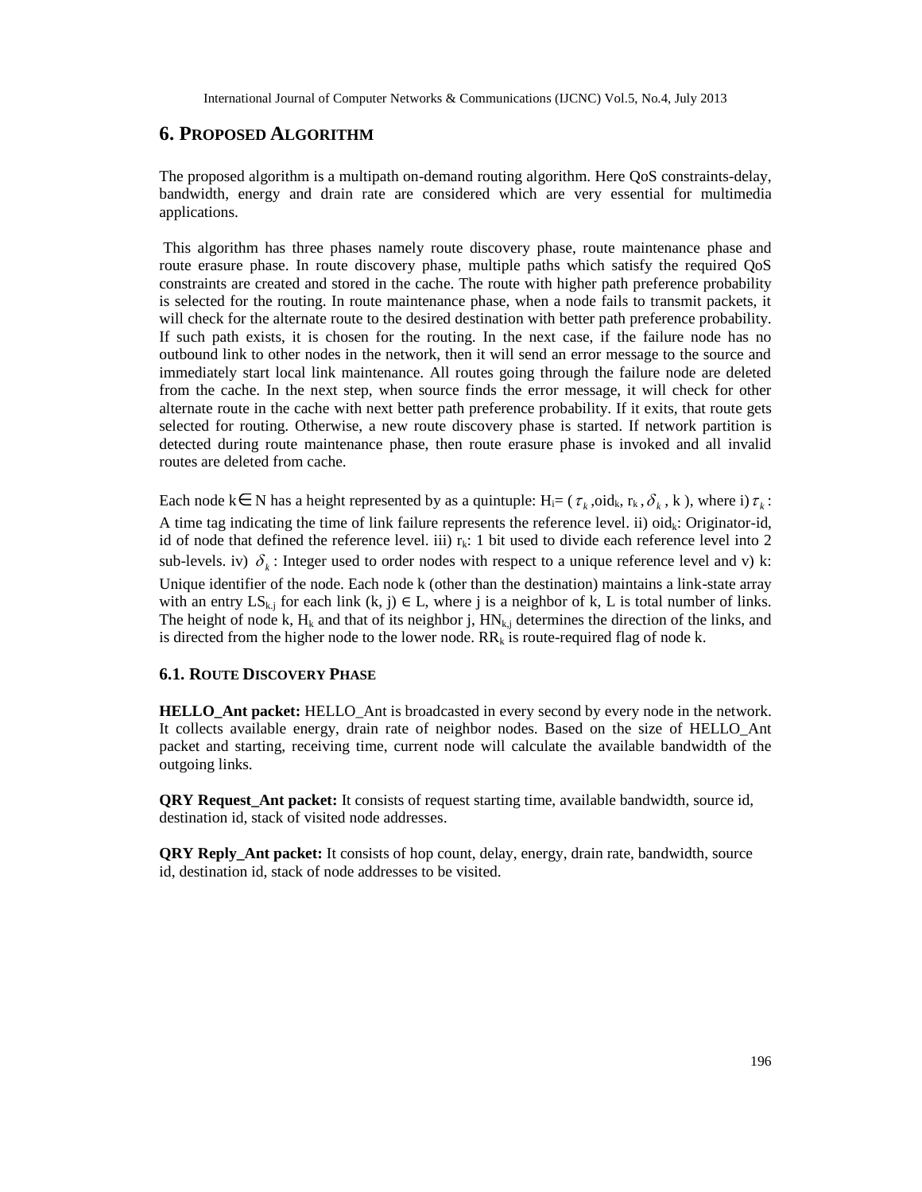## 6. PROPOSED ALGORITHM

The proposed algorithm is a multipath on-demand routing algorithm. Here QoS constraints-delay, bandwidth, energy and drain rate are considered which are very essential for multimedia applications.

This algorithm has three phases namely route discovery phase, route maintenance phase and route erasure phase. In route discovery phase, multiple paths which satisfy the required QoS constraints are created and stored in the cache. The route with higher path preference probability is selected for the routing. In route maintenance phase, when a node fails to transmit packets, it will check for the alternate route to the desired destination with better path preference probability. If such path exists, it is chosen for the routing. In the next case, if the failure node has no outbound link to other nodes in the network, then it will send an error message to the source and immediately start local link maintenance. All routes going through the failure node are deleted from the cache. In the next step, when source finds the error message, it will check for other alternate route in the cache with next better path preference probability. If it exits, that route gets selected for routing. Otherwise, a new route discovery phase is started. If network partition is detected during route maintenance phase, then route erasure phase is invoked and all invalid routes are deleted from cache.

Each node $k \in N$ has a height represented by as a quintuple: $H_i = (\tau_k, oid_k, r_k, \delta_k, k)$, where i) $\tau_k$: A time tag indicating the time of link failure represents the reference level. ii) $oid_k$: Originator-id, id of node that defined the reference level. iii) $r_k$: 1 bit used to divide each reference level into 2 sub-levels. iv) $\delta_k$: Integer used to order nodes with respect to a unique reference level and v) k: Unique identifier of the node. Each node k (other than the destination) maintains a link-state array with an entry $LS_{k,j}$ for each link $(k, j) \in L$, where j is a neighbor of k, L is total number of links. The height of node k, $H_k$ and that of its neighbor j, $HN_{k,j}$ determines the direction of the links, and is directed from the higher node to the lower node. $RR_k$ is route-required flag of node k.

### 6.1. ROUTE DISCOVERY PHASE

**HELLO_Ant packet:** HELLO_Ant is broadcasted in every second by every node in the network. It collects available energy, drain rate of neighbor nodes. Based on the size of HELLO_Ant packet and starting, receiving time, current node will calculate the available bandwidth of the outgoing links.

**QRY Request_Ant packet:** It consists of request starting time, available bandwidth, source id, destination id, stack of visited node addresses.

**QRY Reply_Ant packet:** It consists of hop count, delay, energy, drain rate, bandwidth, source id, destination id, stack of node addresses to be visited.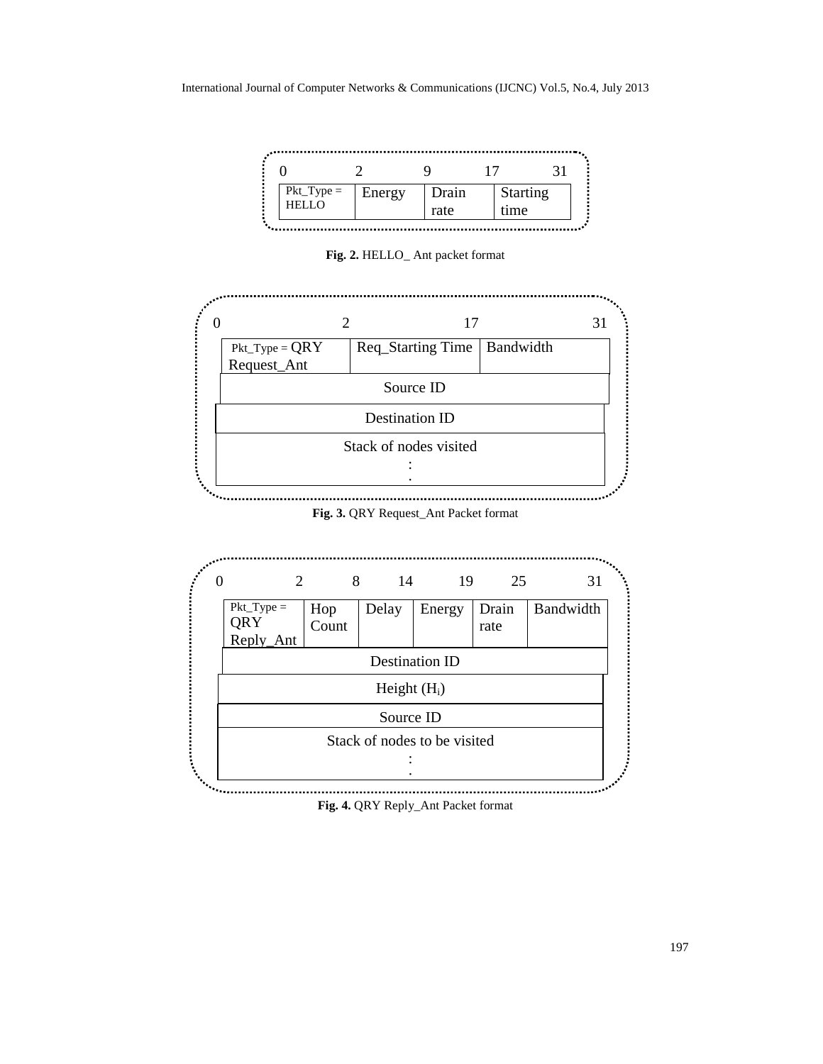| 0 | 2 | 9 | 17 | 31 |
|---|---|---|---|---|
| Pkt_Type = HELLO | Energy | Drain rate | Starting time | |

**Fig. 2.** HELLO_ Ant packet format

| 0 | 2 | 17 | 31 |
|---|---|---|---|
| Pkt_Type = QRY Request_Ant | Req_Starting Time | Bandwidth | |
| Source ID | | | |
| Destination ID | | | |
| Stack of nodes visited<br>:<br>. | | | |

**Fig. 3.** QRY Request_Ant Packet format

| 0 | 2 | 8 | 14 | 19 | 25 | 31 |
|---|---|---|---|---|---|---|
| Pkt_Type = QRY Reply_Ant | Hop Count | Delay | Energy | Drain rate | Bandwidth | |
| Destination ID | | | | | | |
| Height ($H_i$) | | | | | | |
| Source ID | | | | | | |
| Stack of nodes to be visited<br>:<br>. | | | | | | |

**Fig. 4.** QRY Reply_Ant Packet format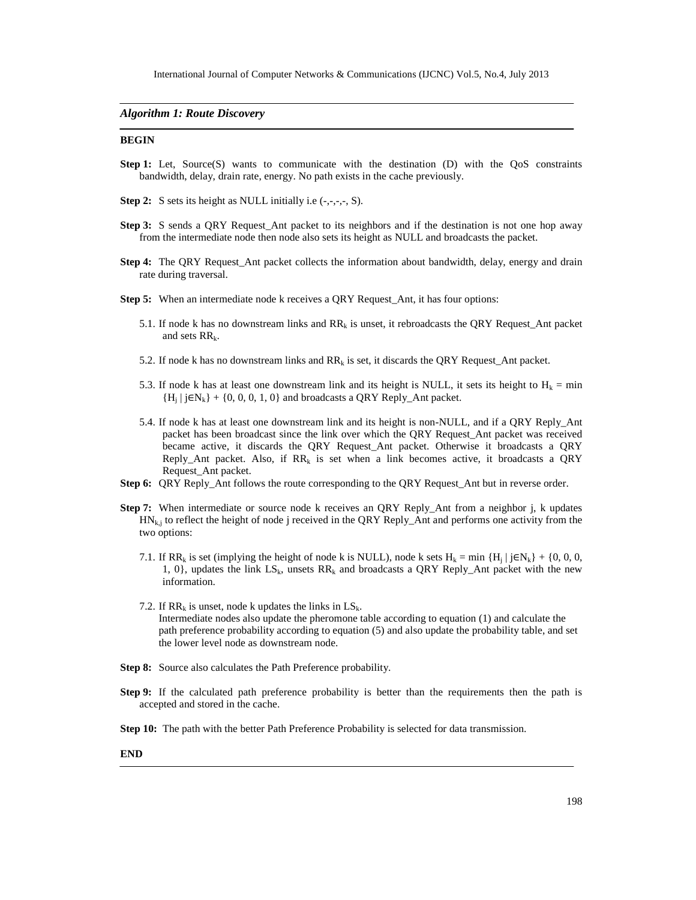***Algorithm 1: Route Discovery***

**BEGIN**

**Step 1:** Let, Source(S) wants to communicate with the destination (D) with the QoS constraints bandwidth, delay, drain rate, energy. No path exists in the cache previously.

**Step 2:** S sets its height as NULL initially i.e (-,-,-,-, S).

**Step 3:** S sends a QRY Request_Ant packet to its neighbors and if the destination is not one hop away from the intermediate node then node also sets its height as NULL and broadcasts the packet.

**Step 4:** The QRY Request_Ant packet collects the information about bandwidth, delay, energy and drain rate during traversal.

**Step 5:** When an intermediate node k receives a QRY Request_Ant, it has four options:

5.1. If node k has no downstream links and $RR_k$ is unset, it rebroadcasts the QRY Request_Ant packet and sets $RR_k$.

5.2. If node k has no downstream links and $RR_k$ is set, it discards the QRY Request_Ant packet.

5.3. If node k has at least one downstream link and its height is NULL, it sets its height to $H_k = \min \{H_j \mid j \in N_k\} + \{0, 0, 0, 1, 0\}$ and broadcasts a QRY Reply_Ant packet.

5.4. If node k has at least one downstream link and its height is non-NULL, and if a QRY Reply_Ant packet has been broadcast since the link over which the QRY Request_Ant packet was received became active, it discards the QRY Request_Ant packet. Otherwise it broadcasts a QRY Reply_Ant packet. Also, if $RR_k$ is set when a link becomes active, it broadcasts a QRY Request_Ant packet.

**Step 6:** QRY Reply_Ant follows the route corresponding to the QRY Request_Ant but in reverse order.

**Step 7:** When intermediate or source node k receives an QRY Reply_Ant from a neighbor j, k updates $HN_{k,j}$ to reflect the height of node j received in the QRY Reply_Ant and performs one activity from the two options:

7.1. If $RR_k$ is set (implying the height of node k is NULL), node k sets $H_k = \min \{H_j \mid j \in N_k\} + \{0, 0, 0, 1, 0\}$, updates the link $LS_k$, unsets $RR_k$ and broadcasts a QRY Reply_Ant packet with the new information.

7.2. If $RR_k$ is unset, node k updates the links in $LS_k$.
Intermediate nodes also update the pheromone table according to equation (1) and calculate the path preference probability according to equation (5) and also update the probability table, and set the lower level node as downstream node.

**Step 8:** Source also calculates the Path Preference probability.

**Step 9:** If the calculated path preference probability is better than the requirements then the path is accepted and stored in the cache.

**Step 10:** The path with the better Path Preference Probability is selected for data transmission.

**END**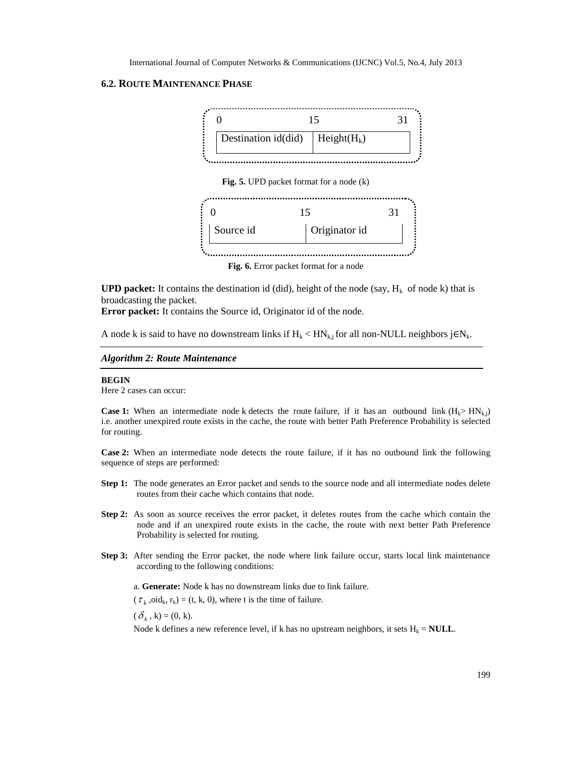### 6.2. Route Maintenance Phase

| 0 &nbsp;&nbsp;&nbsp;&nbsp;&nbsp;&nbsp;&nbsp;&nbsp;&nbsp;&nbsp; 15 | 31 |
|---|---|
| Destination id(did) | Height($H_k$) |

**Fig. 5.** UPD packet format for a node (k)

| 0 &nbsp;&nbsp;&nbsp;&nbsp;&nbsp;&nbsp;&nbsp;&nbsp;&nbsp;&nbsp; 15 | 31 |
|---|---|
| Source id | Originator id |

**Fig. 6.** Error packet format for a node

**UPD packet:** It contains the destination id (did), height of the node (say, $H_k$ of node k) that is broadcasting the packet.
**Error packet:** It contains the Source id, Originator id of the node.

A node k is said to have no downstream links if $H_k < HN_{k,j}$ for all non-NULL neighbors $j \in N_k$.

---

***Algorithm 2: Route Maintenance***

---

**BEGIN**
Here 2 cases can occur:

**Case 1:** When an intermediate node k detects the route failure, if it has an outbound link ($H_k > HN_{k,j}$) i.e. another unexpired route exists in the cache, the route with better Path Preference Probability is selected for routing.

**Case 2:** When an intermediate node detects the route failure, if it has no outbound link the following sequence of steps are performed:

**Step 1:** The node generates an Error packet and sends to the source node and all intermediate nodes delete routes from their cache which contains that node.

**Step 2:** As soon as source receives the error packet, it deletes routes from the cache which contain the node and if an unexpired route exists in the cache, the route with next better Path Preference Probability is selected for routing.

**Step 3:** After sending the Error packet, the node where link failure occur, starts local link maintenance according to the following conditions:

a. **Generate:** Node k has no downstream links due to link failure.

($\tau_k$ ,$oid_k$, $r_k$) = (t, k, 0), where t is the time of failure.

($\delta_k$ , k) = (0, k).

Node k defines a new reference level, if k has no upstream neighbors, it sets $H_k$ = **NULL**.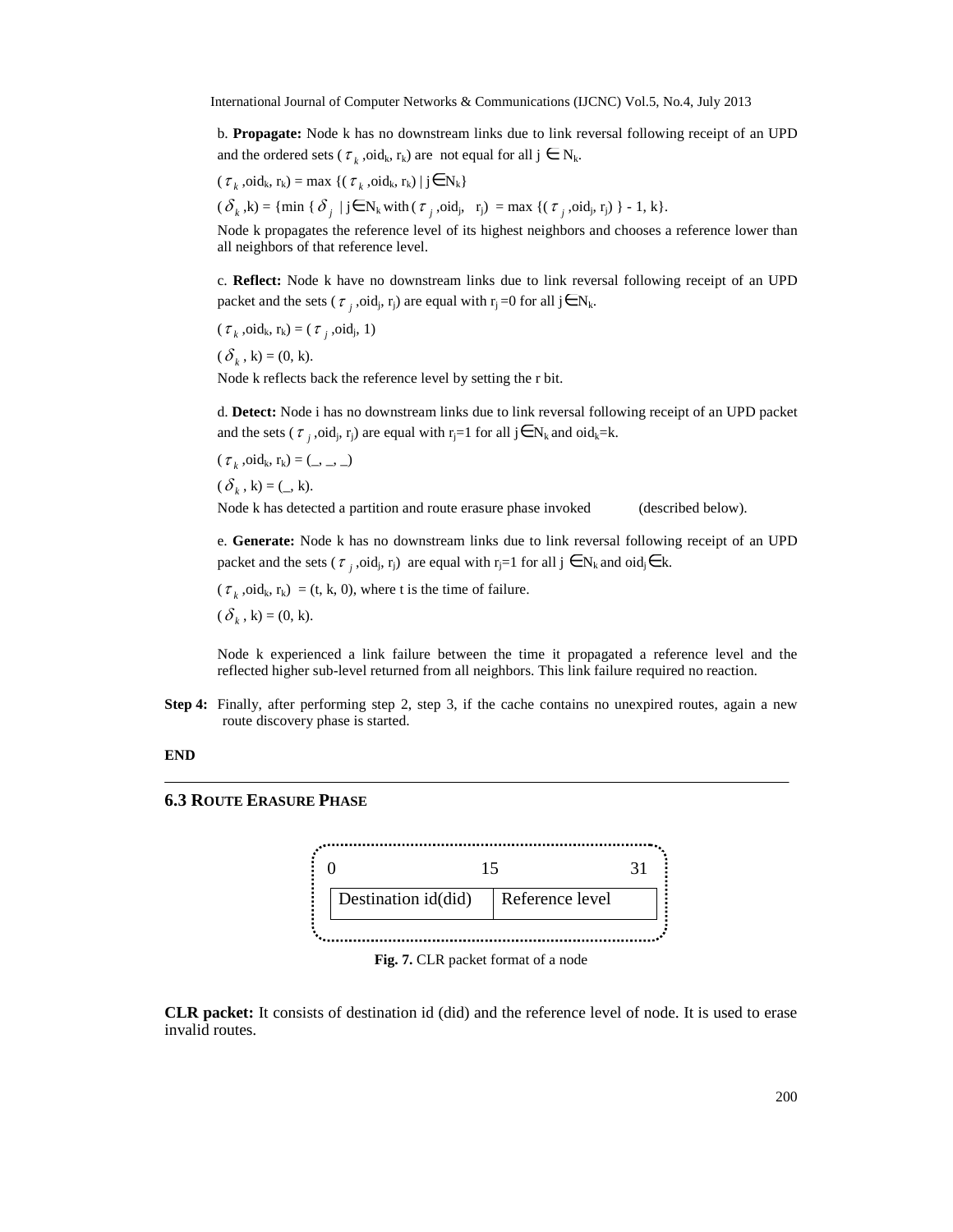b. **Propagate:** Node k has no downstream links due to link reversal following receipt of an UPD and the ordered sets ($\tau_k$, $oid_k$, $r_k$) are not equal for all $j \in N_k$.

$(\tau_k, oid_k, r_k) = \max \{(\tau_k, oid_k, r_k) \mid j \in N_k\}$

$(\delta_k, k) = \{\min \{\delta_j \mid j \in N_k \text{ with } (\tau_j, oid_j, r_j) = \max \{(\tau_j, oid_j, r_j)\}\} - 1, k\}$.

Node k propagates the reference level of its highest neighbors and chooses a reference lower than all neighbors of that reference level.

c. **Reflect:** Node k have no downstream links due to link reversal following receipt of an UPD packet and the sets ($\tau_j$, $oid_j$, $r_j$) are equal with $r_j = 0$ for all $j \in N_k$.

$(\tau_k, oid_k, r_k) = (\tau_j, oid_j, 1)$

$(\delta_k, k) = (0, k)$.

Node k reflects back the reference level by setting the r bit.

d. **Detect:** Node i has no downstream links due to link reversal following receipt of an UPD packet and the sets ($\tau_j$, $oid_j$, $r_j$) are equal with $r_j = 1$ for all $j \in N_k$ and $oid_k = k$.

$(\tau_k, oid_k, r_k) = (\_, \_, \_)$

$(\delta_k, k) = (\_, k)$.

Node k has detected a partition and route erasure phase invoked (described below).

e. **Generate:** Node k has no downstream links due to link reversal following receipt of an UPD packet and the sets ($\tau_j$, $oid_j$, $r_j$) are equal with $r_j = 1$ for all $j \in N_k$ and $oid_j \in k$.

$(\tau_k, oid_k, r_k) = (t, k, 0)$, where t is the time of failure.

$(\delta_k, k) = (0, k)$.

Node k experienced a link failure between the time it propagated a reference level and the reflected higher sub-level returned from all neighbors. This link failure required no reaction.

**Step 4:** Finally, after performing step 2, step 3, if the cache contains no unexpired routes, again a new route discovery phase is started.

**END**

## 6.3 ROUTE ERASURE PHASE

| 0 &nbsp;&nbsp;&nbsp;&nbsp;&nbsp;&nbsp;&nbsp;&nbsp;&nbsp;&nbsp;&nbsp;&nbsp; 15 | 31 |
|---|---|
| Destination id(did) | Reference level |

**Fig. 7.** CLR packet format of a node

**CLR packet:** It consists of destination id (did) and the reference level of node. It is used to erase invalid routes.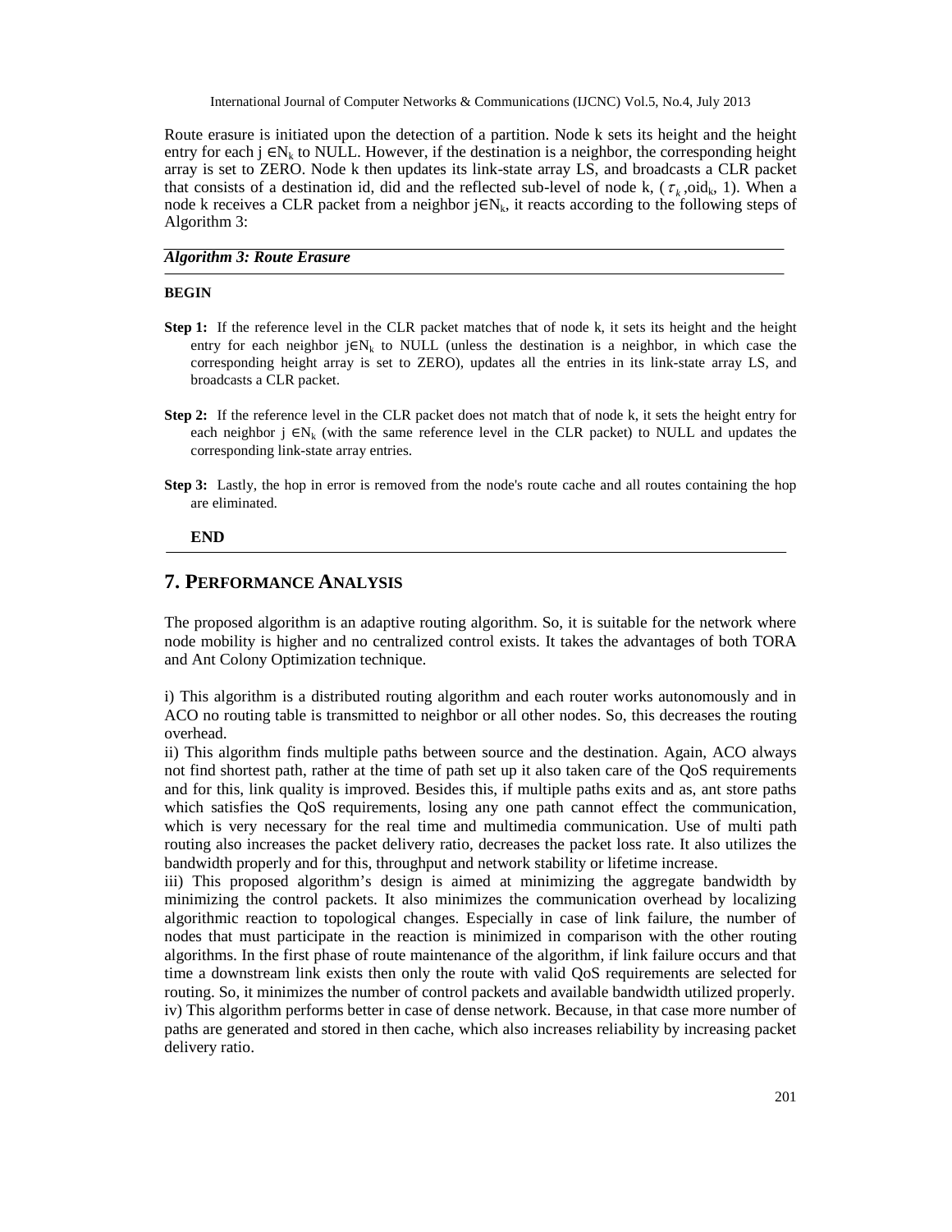Route erasure is initiated upon the detection of a partition. Node k sets its height and the height entry for each $j \in N_k$ to NULL. However, if the destination is a neighbor, the corresponding height array is set to ZERO. Node k then updates its link-state array LS, and broadcasts a CLR packet that consists of a destination id, did and the reflected sub-level of node k, ($\tau_k$,oid$_k$, 1). When a node k receives a CLR packet from a neighbor $j \in N_k$, it reacts according to the following steps of Algorithm 3:

***Algorithm 3: Route Erasure***

**BEGIN**

**Step 1:** If the reference level in the CLR packet matches that of node k, it sets its height and the height entry for each neighbor $j \in N_k$ to NULL (unless the destination is a neighbor, in which case the corresponding height array is set to ZERO), updates all the entries in its link-state array LS, and broadcasts a CLR packet.

**Step 2:** If the reference level in the CLR packet does not match that of node k, it sets the height entry for each neighbor $j \in N_k$ (with the same reference level in the CLR packet) to NULL and updates the corresponding link-state array entries.

**Step 3:** Lastly, the hop in error is removed from the node's route cache and all routes containing the hop are eliminated.

**END**

## 7. PERFORMANCE ANALYSIS

The proposed algorithm is an adaptive routing algorithm. So, it is suitable for the network where node mobility is higher and no centralized control exists. It takes the advantages of both TORA and Ant Colony Optimization technique.

i) This algorithm is a distributed routing algorithm and each router works autonomously and in ACO no routing table is transmitted to neighbor or all other nodes. So, this decreases the routing overhead.

ii) This algorithm finds multiple paths between source and the destination. Again, ACO always not find shortest path, rather at the time of path set up it also taken care of the QoS requirements and for this, link quality is improved. Besides this, if multiple paths exits and as, ant store paths which satisfies the QoS requirements, losing any one path cannot effect the communication, which is very necessary for the real time and multimedia communication. Use of multi path routing also increases the packet delivery ratio, decreases the packet loss rate. It also utilizes the bandwidth properly and for this, throughput and network stability or lifetime increase.

iii) This proposed algorithm's design is aimed at minimizing the aggregate bandwidth by minimizing the control packets. It also minimizes the communication overhead by localizing algorithmic reaction to topological changes. Especially in case of link failure, the number of nodes that must participate in the reaction is minimized in comparison with the other routing algorithms. In the first phase of route maintenance of the algorithm, if link failure occurs and that time a downstream link exists then only the route with valid QoS requirements are selected for routing. So, it minimizes the number of control packets and available bandwidth utilized properly.

iv) This algorithm performs better in case of dense network. Because, in that case more number of paths are generated and stored in then cache, which also increases reliability by increasing packet delivery ratio.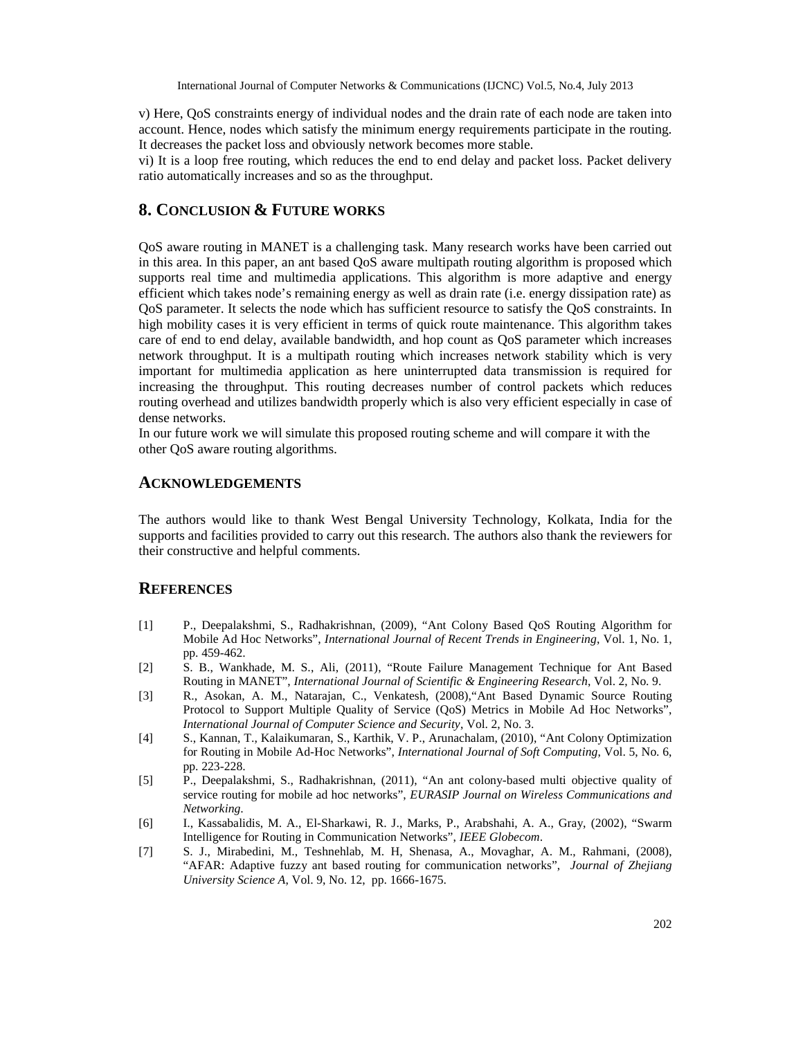v) Here, QoS constraints energy of individual nodes and the drain rate of each node are taken into account. Hence, nodes which satisfy the minimum energy requirements participate in the routing. It decreases the packet loss and obviously network becomes more stable.

vi) It is a loop free routing, which reduces the end to end delay and packet loss. Packet delivery ratio automatically increases and so as the throughput.

## 8. CONCLUSION & FUTURE WORKS

QoS aware routing in MANET is a challenging task. Many research works have been carried out in this area. In this paper, an ant based QoS aware multipath routing algorithm is proposed which supports real time and multimedia applications. This algorithm is more adaptive and energy efficient which takes node's remaining energy as well as drain rate (i.e. energy dissipation rate) as QoS parameter. It selects the node which has sufficient resource to satisfy the QoS constraints. In high mobility cases it is very efficient in terms of quick route maintenance. This algorithm takes care of end to end delay, available bandwidth, and hop count as QoS parameter which increases network throughput. It is a multipath routing which increases network stability which is very important for multimedia application as here uninterrupted data transmission is required for increasing the throughput. This routing decreases number of control packets which reduces routing overhead and utilizes bandwidth properly which is also very efficient especially in case of dense networks.

In our future work we will simulate this proposed routing scheme and will compare it with the other QoS aware routing algorithms.

## ACKNOWLEDGEMENTS

The authors would like to thank West Bengal University Technology, Kolkata, India for the supports and facilities provided to carry out this research. The authors also thank the reviewers for their constructive and helpful comments.

## REFERENCES

[1] P., Deepalakshmi, S., Radhakrishnan, (2009), "Ant Colony Based QoS Routing Algorithm for Mobile Ad Hoc Networks", *International Journal of Recent Trends in Engineering*, Vol. 1, No. 1, pp. 459-462.

[2] S. B., Wankhade, M. S., Ali, (2011), "Route Failure Management Technique for Ant Based Routing in MANET", *International Journal of Scientific & Engineering Research*, Vol. 2, No. 9.

[3] R., Asokan, A. M., Natarajan, C., Venkatesh, (2008),"Ant Based Dynamic Source Routing Protocol to Support Multiple Quality of Service (QoS) Metrics in Mobile Ad Hoc Networks", *International Journal of Computer Science and Security*, Vol. 2, No. 3.

[4] S., Kannan, T., Kalaikumaran, S., Karthik, V. P., Arunachalam, (2010), "Ant Colony Optimization for Routing in Mobile Ad-Hoc Networks", *International Journal of Soft Computing*, Vol. 5, No. 6, pp. 223-228.

[5] P., Deepalakshmi, S., Radhakrishnan, (2011), "An ant colony-based multi objective quality of service routing for mobile ad hoc networks", *EURASIP Journal on Wireless Communications and Networking*.

[6] I., Kassabalidis, M. A., El-Sharkawi, R. J., Marks, P., Arabshahi, A. A., Gray, (2002), "Swarm Intelligence for Routing in Communication Networks", *IEEE Globecom*.

[7] S. J., Mirabedini, M., Teshnehlab, M. H, Shenasa, A., Movaghar, A. M., Rahmani, (2008), "AFAR: Adaptive fuzzy ant based routing for communication networks", *Journal of Zhejiang University Science A*, Vol. 9, No. 12, pp. 1666-1675.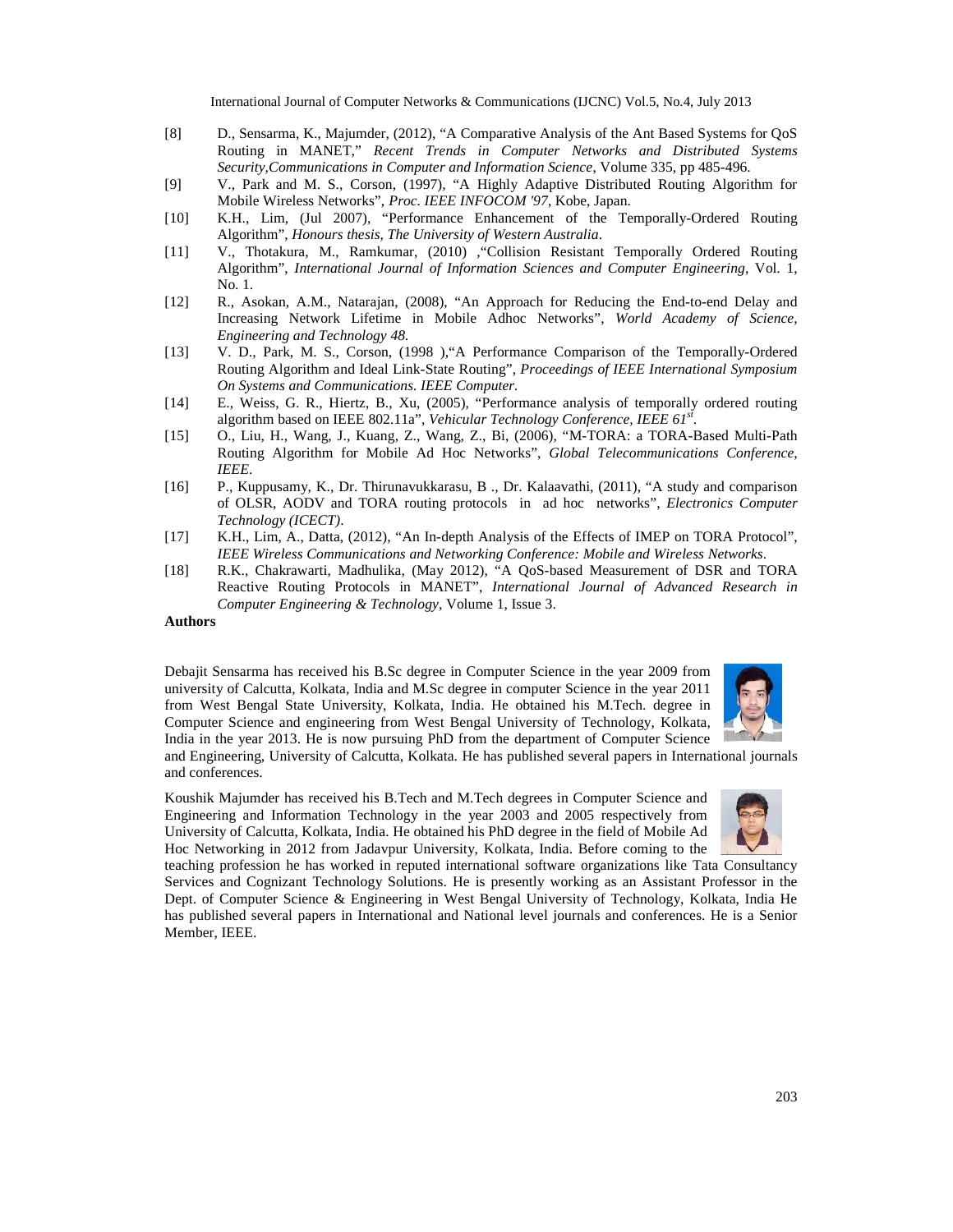[8] D., Sensarma, K., Majumder, (2012), "A Comparative Analysis of the Ant Based Systems for QoS Routing in MANET," *Recent Trends in Computer Networks and Distributed Systems Security,Communications in Computer and Information Science*, Volume 335, pp 485-496.

[9] V., Park and M. S., Corson, (1997), "A Highly Adaptive Distributed Routing Algorithm for Mobile Wireless Networks", *Proc. IEEE INFOCOM '97*, Kobe, Japan.

[10] K.H., Lim, (Jul 2007), "Performance Enhancement of the Temporally-Ordered Routing Algorithm", *Honours thesis, The University of Western Australia*.

[11] V., Thotakura, M., Ramkumar, (2010) ,"Collision Resistant Temporally Ordered Routing Algorithm", *International Journal of Information Sciences and Computer Engineering*, Vol. 1, No. 1.

[12] R., Asokan, A.M., Natarajan, (2008), "An Approach for Reducing the End-to-end Delay and Increasing Network Lifetime in Mobile Adhoc Networks", *World Academy of Science, Engineering and Technology 48.*

[13] V. D., Park, M. S., Corson, (1998 ),"A Performance Comparison of the Temporally-Ordered Routing Algorithm and Ideal Link-State Routing", *Proceedings of IEEE International Symposium On Systems and Communications. IEEE Computer.*

[14] E., Weiss, G. R., Hiertz, B., Xu, (2005), "Performance analysis of temporally ordered routing algorithm based on IEEE 802.11a", *Vehicular Technology Conference, IEEE 61st*.

[15] O., Liu, H., Wang, J., Kuang, Z., Wang, Z., Bi, (2006), "M-TORA: a TORA-Based Multi-Path Routing Algorithm for Mobile Ad Hoc Networks", *Global Telecommunications Conference, IEEE*.

[16] P., Kuppusamy, K., Dr. Thirunavukkarasu, B ., Dr. Kalaavathi, (2011), "A study and comparison of OLSR, AODV and TORA routing protocols in ad hoc networks", *Electronics Computer Technology (ICECT)*.

[17] K.H., Lim, A., Datta, (2012), "An In-depth Analysis of the Effects of IMEP on TORA Protocol", *IEEE Wireless Communications and Networking Conference: Mobile and Wireless Networks*.

[18] R.K., Chakrawarti, Madhulika, (May 2012), "A QoS-based Measurement of DSR and TORA Reactive Routing Protocols in MANET", *International Journal of Advanced Research in Computer Engineering & Technology*, Volume 1, Issue 3.

**Authors**

Debajit Sensarma has received his B.Sc degree in Computer Science in the year 2009 from university of Calcutta, Kolkata, India and M.Sc degree in computer Science in the year 2011 from West Bengal State University, Kolkata, India. He obtained his M.Tech. degree in Computer Science and engineering from West Bengal University of Technology, Kolkata, India in the year 2013. He is now pursuing PhD from the department of Computer Science and Engineering, University of Calcutta, Kolkata. He has published several papers in International journals and conferences.

Koushik Majumder has received his B.Tech and M.Tech degrees in Computer Science and Engineering and Information Technology in the year 2003 and 2005 respectively from University of Calcutta, Kolkata, India. He obtained his PhD degree in the field of Mobile Ad Hoc Networking in 2012 from Jadavpur University, Kolkata, India. Before coming to the teaching profession he has worked in reputed international software organizations like Tata Consultancy Services and Cognizant Technology Solutions. He is presently working as an Assistant Professor in the Dept. of Computer Science & Engineering in West Bengal University of Technology, Kolkata, India He has published several papers in International and National level journals and conferences. He is a Senior Member, IEEE.